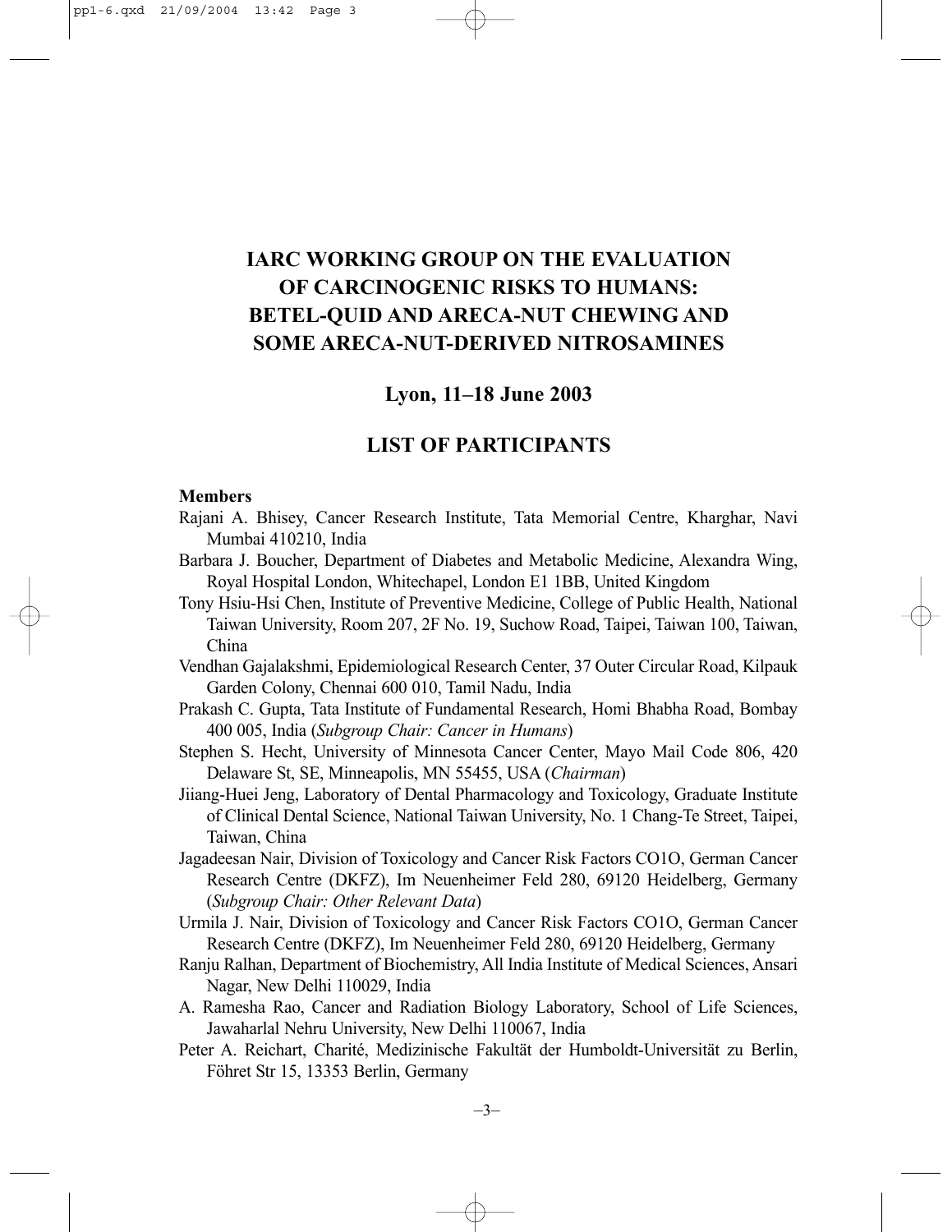# IARC WORKING GROUP ON THE EVALUATION OF CARCINOGENIC RISKS TO HUMANS: BETEL-QUID AND ARECA-NUT CHEWING AND SOME ARECA-NUT-DERIVED NITROSAMINES

## Lyon, 11–18 June 2003

## LIST OF PARTICIPANTS

### Members

Rajani A. Bhisey, Cancer Research Institute, Tata Memorial Centre, Kharghar, Navi Mumbai 410210, India

Barbara J. Boucher, Department of Diabetes and Metabolic Medicine, Alexandra Wing, Royal Hospital London, Whitechapel, London E1 1BB, United Kingdom

Tony Hsiu-Hsi Chen, Institute of Preventive Medicine, College of Public Health, National Taiwan University, Room 207, 2F No. 19, Suchow Road, Taipei, Taiwan 100, Taiwan, China

Vendhan Gajalakshmi, Epidemiological Research Center, 37 Outer Circular Road, Kilpauk Garden Colony, Chennai 600 010, Tamil Nadu, India

Prakash C. Gupta, Tata Institute of Fundamental Research, Homi Bhabha Road, Bombay 400 005, India (*Subgroup Chair: Cancer in Humans*)

Stephen S. Hecht, University of Minnesota Cancer Center, Mayo Mail Code 806, 420 Delaware St, SE, Minneapolis, MN 55455, USA (*Chairman*)

Jiiang-Huei Jeng, Laboratory of Dental Pharmacology and Toxicology, Graduate Institute of Clinical Dental Science, National Taiwan University, No. 1 Chang-Te Street, Taipei, Taiwan, China

Jagadeesan Nair, Division of Toxicology and Cancer Risk Factors CO1O, German Cancer Research Centre (DKFZ), Im Neuenheimer Feld 280, 69120 Heidelberg, Germany (*Subgroup Chair: Other Relevant Data*)

Urmila J. Nair, Division of Toxicology and Cancer Risk Factors CO1O, German Cancer Research Centre (DKFZ), Im Neuenheimer Feld 280, 69120 Heidelberg, Germany

Ranju Ralhan, Department of Biochemistry, All India Institute of Medical Sciences, Ansari Nagar, New Delhi 110029, India

A. Ramesha Rao, Cancer and Radiation Biology Laboratory, School of Life Sciences, Jawaharlal Nehru University, New Delhi 110067, India

Peter A. Reichart, Charité, Medizinische Fakultät der Humboldt-Universität zu Berlin, Föhret Str 15, 13353 Berlin, Germany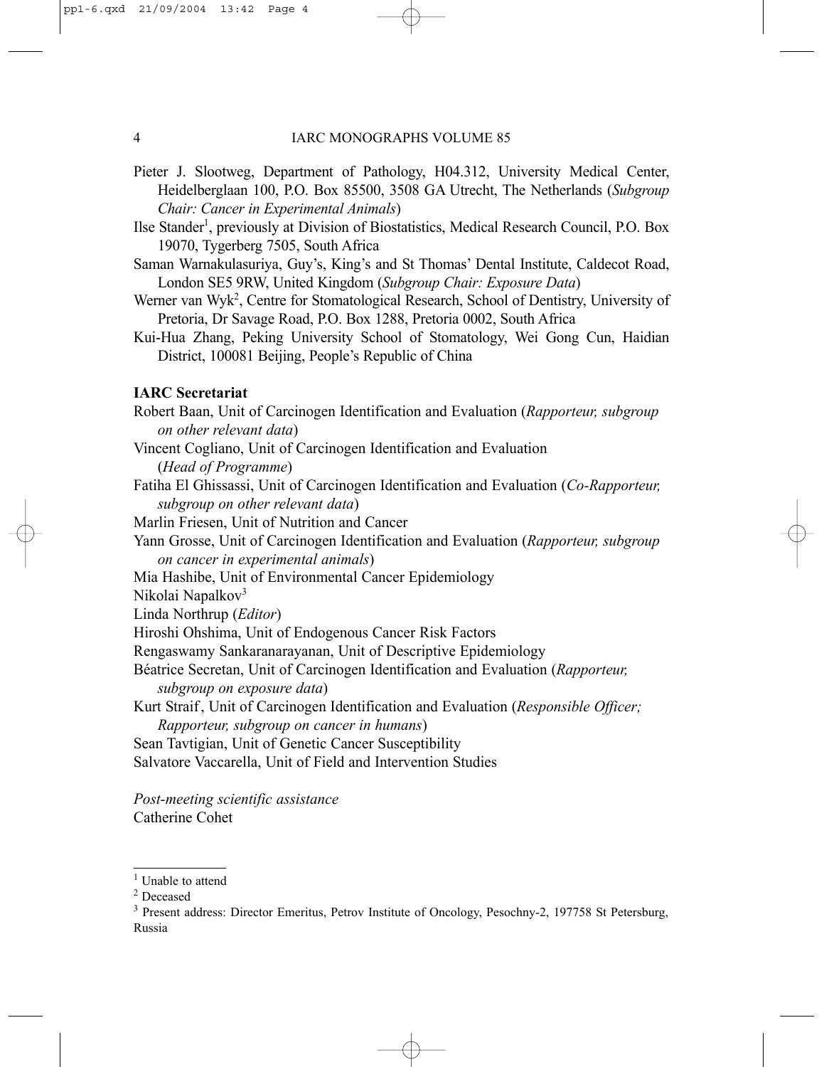Pieter J. Slootweg, Department of Pathology, H04.312, University Medical Center, Heidelberglaan 100, P.O. Box 85500, 3508 GA Utrecht, The Netherlands (*Subgroup Chair: Cancer in Experimental Animals*)

Ilse Stander[1], previously at Division of Biostatistics, Medical Research Council, P.O. Box 19070, Tygerberg 7505, South Africa

Saman Warnakulasuriya, Guy's, King's and St Thomas' Dental Institute, Caldecot Road, London SE5 9RW, United Kingdom (*Subgroup Chair: Exposure Data*)

Werner van Wyk[2], Centre for Stomatological Research, School of Dentistry, University of Pretoria, Dr Savage Road, P.O. Box 1288, Pretoria 0002, South Africa

Kui-Hua Zhang, Peking University School of Stomatology, Wei Gong Cun, Haidian District, 100081 Beijing, People's Republic of China

**IARC Secretariat**

Robert Baan, Unit of Carcinogen Identification and Evaluation (*Rapporteur, subgroup on other relevant data*)

Vincent Cogliano, Unit of Carcinogen Identification and Evaluation (*Head of Programme*)

Fatiha El Ghissassi, Unit of Carcinogen Identification and Evaluation (*Co-Rapporteur, subgroup on other relevant data*)

Marlin Friesen, Unit of Nutrition and Cancer

Yann Grosse, Unit of Carcinogen Identification and Evaluation (*Rapporteur, subgroup on cancer in experimental animals*)

Mia Hashibe, Unit of Environmental Cancer Epidemiology

Nikolai Napalkov[3]

Linda Northrup (*Editor*)

Hiroshi Ohshima, Unit of Endogenous Cancer Risk Factors

Rengaswamy Sankaranarayanan, Unit of Descriptive Epidemiology

Béatrice Secretan, Unit of Carcinogen Identification and Evaluation (*Rapporteur, subgroup on exposure data*)

Kurt Straif, Unit of Carcinogen Identification and Evaluation (*Responsible Officer; Rapporteur, subgroup on cancer in humans*)

Sean Tavtigian, Unit of Genetic Cancer Susceptibility

Salvatore Vaccarella, Unit of Field and Intervention Studies

*Post-meeting scientific assistance*

Catherine Cohet

---

[1] Unable to attend

[2] Deceased

[3] Present address: Director Emeritus, Petrov Institute of Oncology, Pesochny-2, 197758 St Petersburg, Russia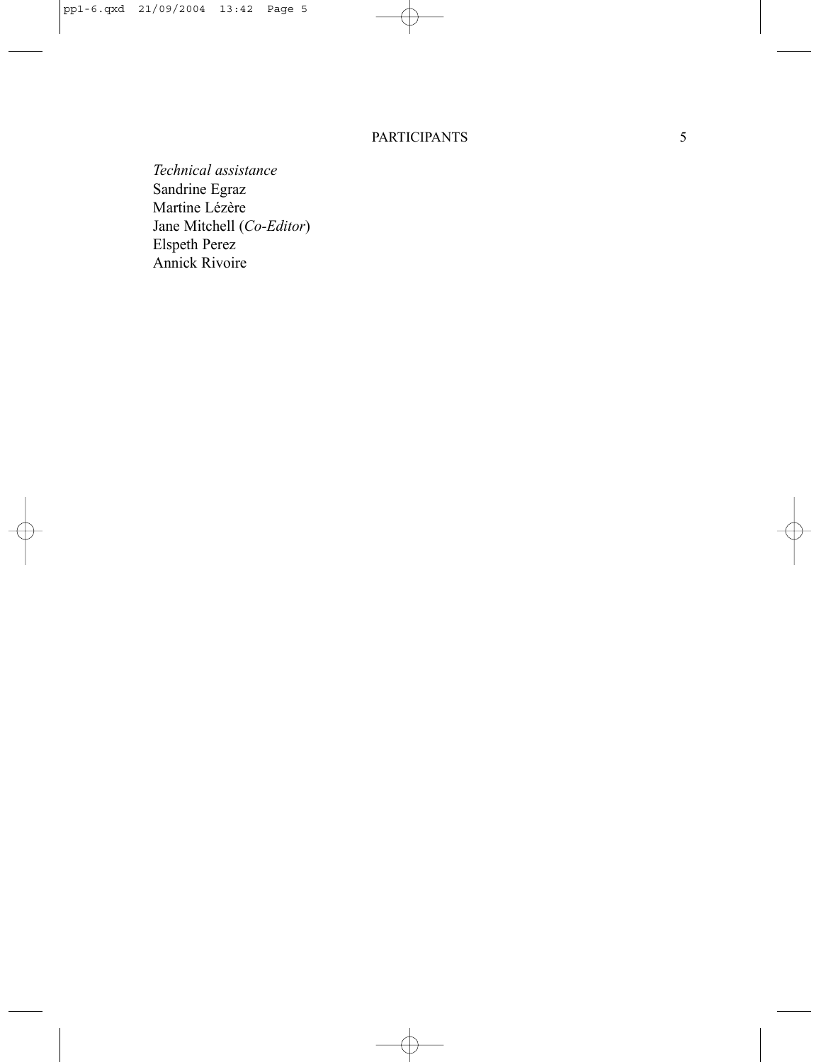*Technical assistance*
Sandrine Egraz
Martine Lézère
Jane Mitchell (*Co-Editor*)
Elspeth Perez
Annick Rivoire